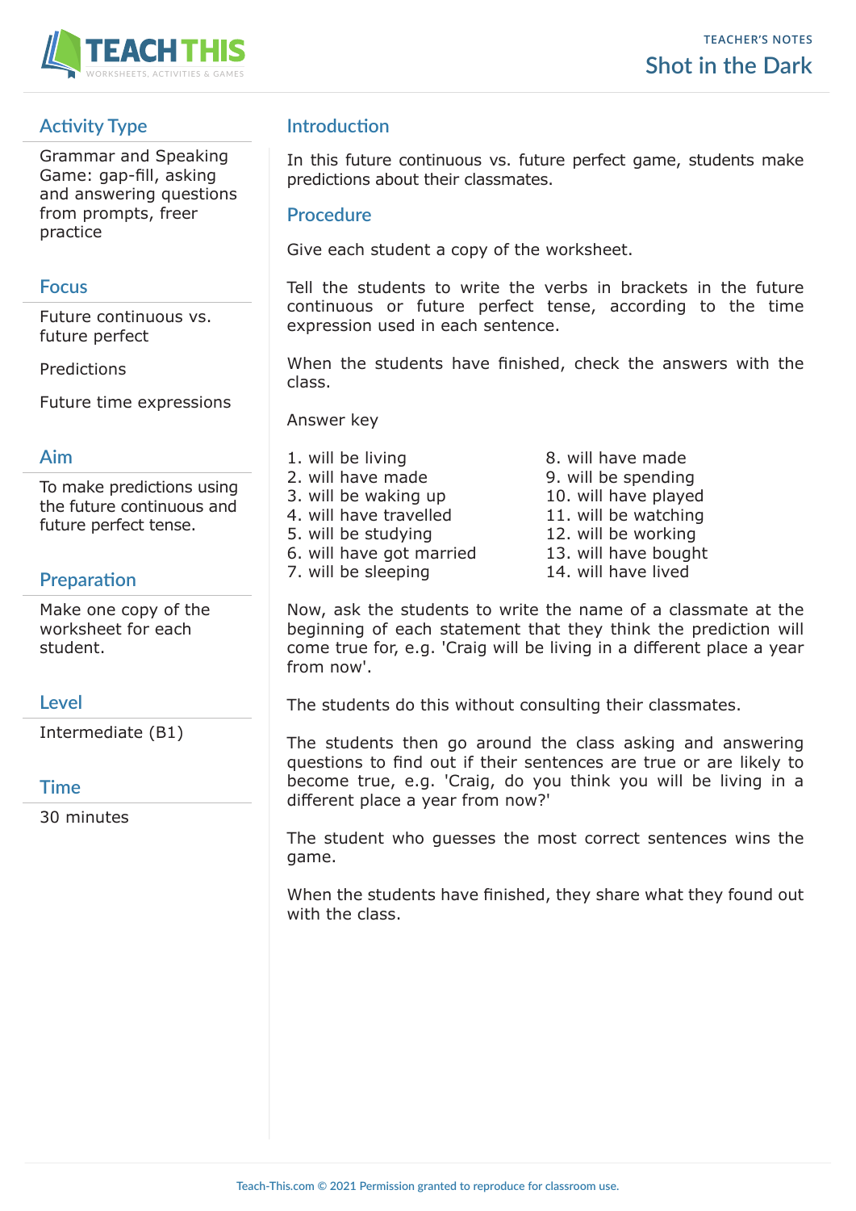TEACHER'S NOTES

# Shot in the Dark

## Activity Type

Grammar and Speaking Game: gap-fill, asking and answering questions from prompts, freer practice

## Focus

Future continuous vs. future perfect

Predictions

Future time expressions

## Aim

To make predictions using the future continuous and future perfect tense.

## Preparation

Make one copy of the worksheet for each student.

## Level

Intermediate (B1)

## Time

30 minutes

## Introduction

In this future continuous vs. future perfect game, students make predictions about their classmates.

## Procedure

Give each student a copy of the worksheet.

Tell the students to write the verbs in brackets in the future continuous or future perfect tense, according to the time expression used in each sentence.

When the students have finished, check the answers with the class.

Answer key

1. will be living
2. will have made
3. will be waking up
4. will have travelled
5. will be studying
6. will have got married
7. will be sleeping
8. will have made
9. will be spending
10. will have played
11. will be watching
12. will be working
13. will have bought
14. will have lived

Now, ask the students to write the name of a classmate at the beginning of each statement that they think the prediction will come true for, e.g. 'Craig will be living in a different place a year from now'.

The students do this without consulting their classmates.

The students then go around the class asking and answering questions to find out if their sentences are true or are likely to become true, e.g. 'Craig, do you think you will be living in a different place a year from now?'

The student who guesses the most correct sentences wins the game.

When the students have finished, they share what they found out with the class.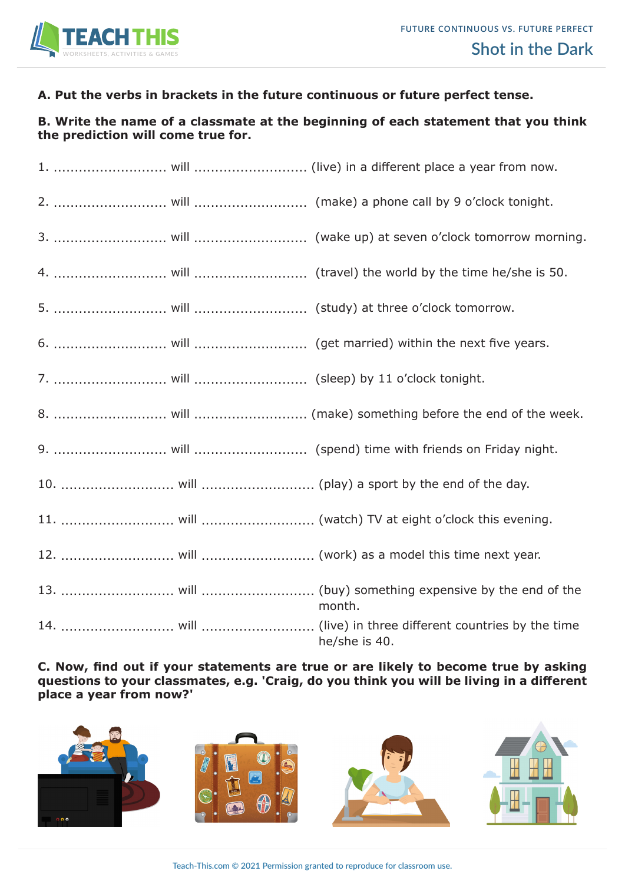# Shot in the Dark

**A. Put the verbs in brackets in the future continuous or future perfect tense.**

**B. Write the name of a classmate at the beginning of each statement that you think the prediction will come true for.**

1. .......................... will .......................... (live) in a different place a year from now.
2. .......................... will .......................... (make) a phone call by 9 o'clock tonight.
3. .......................... will .......................... (wake up) at seven o'clock tomorrow morning.
4. .......................... will .......................... (travel) the world by the time he/she is 50.
5. .......................... will .......................... (study) at three o'clock tomorrow.
6. .......................... will .......................... (get married) within the next five years.
7. .......................... will .......................... (sleep) by 11 o'clock tonight.
8. .......................... will .......................... (make) something before the end of the week.
9. .......................... will .......................... (spend) time with friends on Friday night.
10. .......................... will .......................... (play) a sport by the end of the day.
11. .......................... will .......................... (watch) TV at eight o'clock this evening.
12. .......................... will .......................... (work) as a model this time next year.
13. .......................... will .......................... (buy) something expensive by the end of the month.
14. .......................... will .......................... (live) in three different countries by the time he/she is 40.

**C. Now, find out if your statements are true or are likely to become true by asking questions to your classmates, e.g. 'Craig, do you think you will be living in a different place a year from now?'**

Teach-This.com © 2021 Permission granted to reproduce for classroom use.